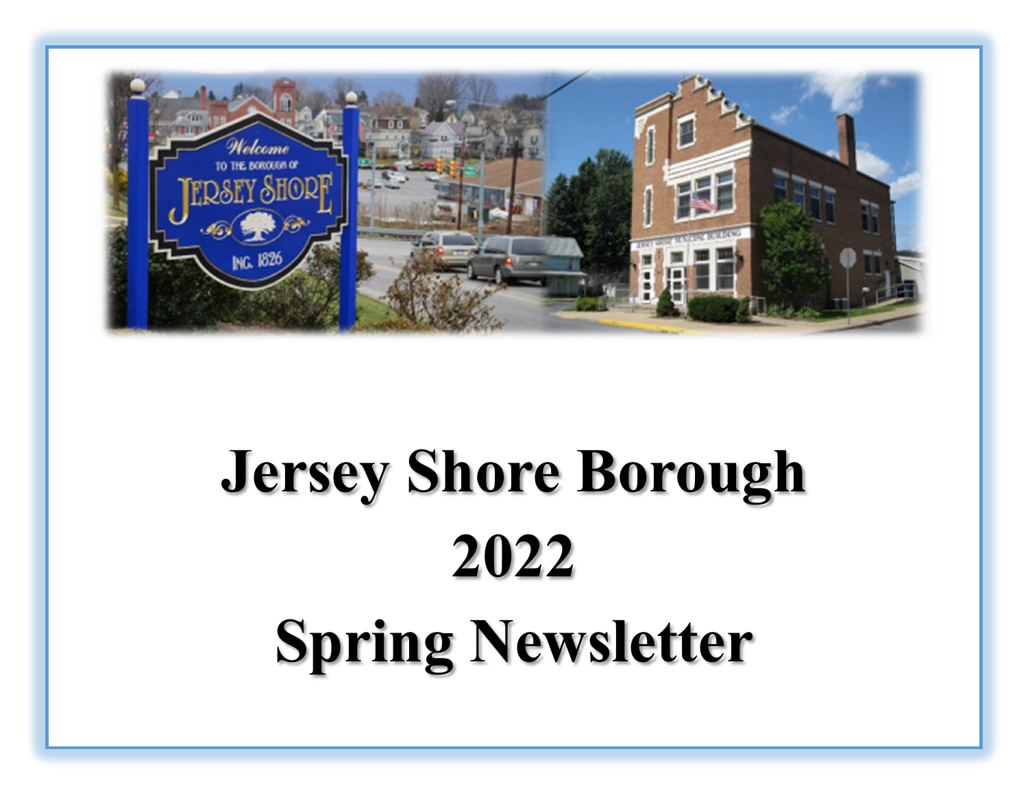# Jersey Shore Borough
# 2022
# Spring Newsletter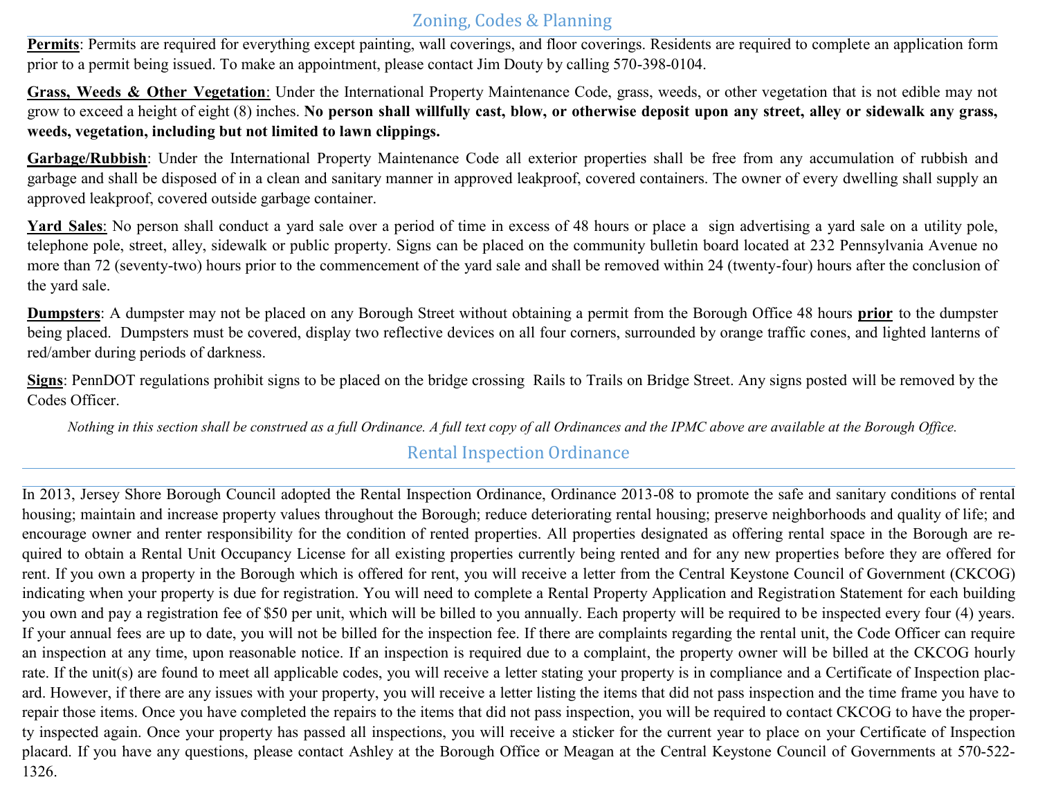## Zoning, Codes & Planning

**Permits**: Permits are required for everything except painting, wall coverings, and floor coverings. Residents are required to complete an application form prior to a permit being issued. To make an appointment, please contact Jim Douty by calling 570-398-0104.

**Grass, Weeds & Other Vegetation**: Under the International Property Maintenance Code, grass, weeds, or other vegetation that is not edible may not grow to exceed a height of eight (8) inches. **No person shall willfully cast, blow, or otherwise deposit upon any street, alley or sidewalk any grass, weeds, vegetation, including but not limited to lawn clippings.**

**Garbage/Rubbish**: Under the International Property Maintenance Code all exterior properties shall be free from any accumulation of rubbish and garbage and shall be disposed of in a clean and sanitary manner in approved leakproof, covered containers. The owner of every dwelling shall supply an approved leakproof, covered outside garbage container.

**Yard Sales**: No person shall conduct a yard sale over a period of time in excess of 48 hours or place a sign advertising a yard sale on a utility pole, telephone pole, street, alley, sidewalk or public property. Signs can be placed on the community bulletin board located at 232 Pennsylvania Avenue no more than 72 (seventy-two) hours prior to the commencement of the yard sale and shall be removed within 24 (twenty-four) hours after the conclusion of the yard sale.

**Dumpsters**: A dumpster may not be placed on any Borough Street without obtaining a permit from the Borough Office 48 hours **prior** to the dumpster being placed. Dumpsters must be covered, display two reflective devices on all four corners, surrounded by orange traffic cones, and lighted lanterns of red/amber during periods of darkness.

**Signs**: PennDOT regulations prohibit signs to be placed on the bridge crossing Rails to Trails on Bridge Street. Any signs posted will be removed by the Codes Officer.

*Nothing in this section shall be construed as a full Ordinance. A full text copy of all Ordinances and the IPMC above are available at the Borough Office.*

## Rental Inspection Ordinance

In 2013, Jersey Shore Borough Council adopted the Rental Inspection Ordinance, Ordinance 2013-08 to promote the safe and sanitary conditions of rental housing; maintain and increase property values throughout the Borough; reduce deteriorating rental housing; preserve neighborhoods and quality of life; and encourage owner and renter responsibility for the condition of rented properties. All properties designated as offering rental space in the Borough are required to obtain a Rental Unit Occupancy License for all existing properties currently being rented and for any new properties before they are offered for rent. If you own a property in the Borough which is offered for rent, you will receive a letter from the Central Keystone Council of Government (CKCOG) indicating when your property is due for registration. You will need to complete a Rental Property Application and Registration Statement for each building you own and pay a registration fee of $50 per unit, which will be billed to you annually. Each property will be required to be inspected every four (4) years. If your annual fees are up to date, you will not be billed for the inspection fee. If there are complaints regarding the rental unit, the Code Officer can require an inspection at any time, upon reasonable notice. If an inspection is required due to a complaint, the property owner will be billed at the CKCOG hourly rate. If the unit(s) are found to meet all applicable codes, you will receive a letter stating your property is in compliance and a Certificate of Inspection placard. However, if there are any issues with your property, you will receive a letter listing the items that did not pass inspection and the time frame you have to repair those items. Once you have completed the repairs to the items that did not pass inspection, you will be required to contact CKCOG to have the property inspected again. Once your property has passed all inspections, you will receive a sticker for the current year to place on your Certificate of Inspection placard. If you have any questions, please contact Ashley at the Borough Office or Meagan at the Central Keystone Council of Governments at 570-522-1326.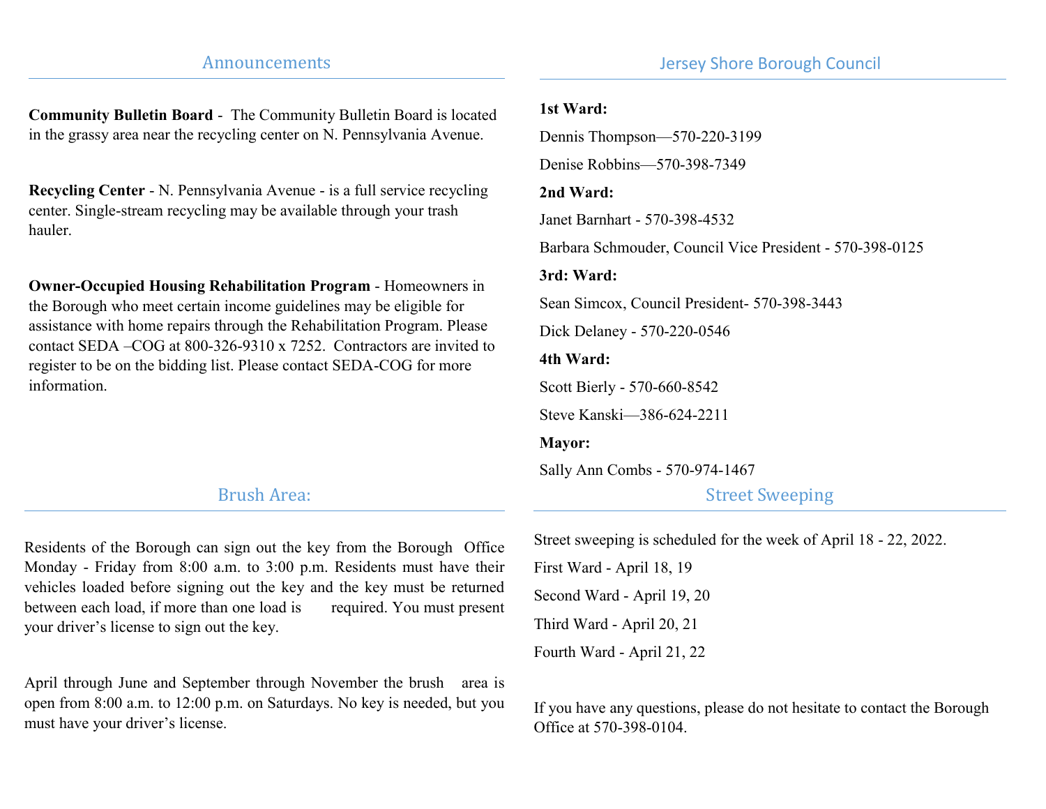## Announcements

**Community Bulletin Board** - The Community Bulletin Board is located in the grassy area near the recycling center on N. Pennsylvania Avenue.

**Recycling Center** - N. Pennsylvania Avenue - is a full service recycling center. Single-stream recycling may be available through your trash hauler.

**Owner-Occupied Housing Rehabilitation Program** - Homeowners in the Borough who meet certain income guidelines may be eligible for assistance with home repairs through the Rehabilitation Program. Please contact SEDA –COG at 800-326-9310 x 7252. Contractors are invited to register to be on the bidding list. Please contact SEDA-COG for more information.

## Brush Area:

Residents of the Borough can sign out the key from the Borough Office Monday - Friday from 8:00 a.m. to 3:00 p.m. Residents must have their vehicles loaded before signing out the key and the key must be returned between each load, if more than one load is required. You must present your driver's license to sign out the key.

April through June and September through November the brush area is open from 8:00 a.m. to 12:00 p.m. on Saturdays. No key is needed, but you must have your driver's license.

## Jersey Shore Borough Council

**1st Ward:**

Dennis Thompson—570-220-3199

Denise Robbins—570-398-7349

**2nd Ward:**

Janet Barnhart - 570-398-4532

Barbara Schmouder, Council Vice President - 570-398-0125

**3rd: Ward:**

Sean Simcox, Council President- 570-398-3443

Dick Delaney - 570-220-0546

**4th Ward:**

Scott Bierly - 570-660-8542

Steve Kanski—386-624-2211

**Mayor:**

Sally Ann Combs - 570-974-1467

## Street Sweeping

Street sweeping is scheduled for the week of April 18 - 22, 2022.

First Ward - April 18, 19

Second Ward - April 19, 20

Third Ward - April 20, 21

Fourth Ward - April 21, 22

If you have any questions, please do not hesitate to contact the Borough Office at 570-398-0104.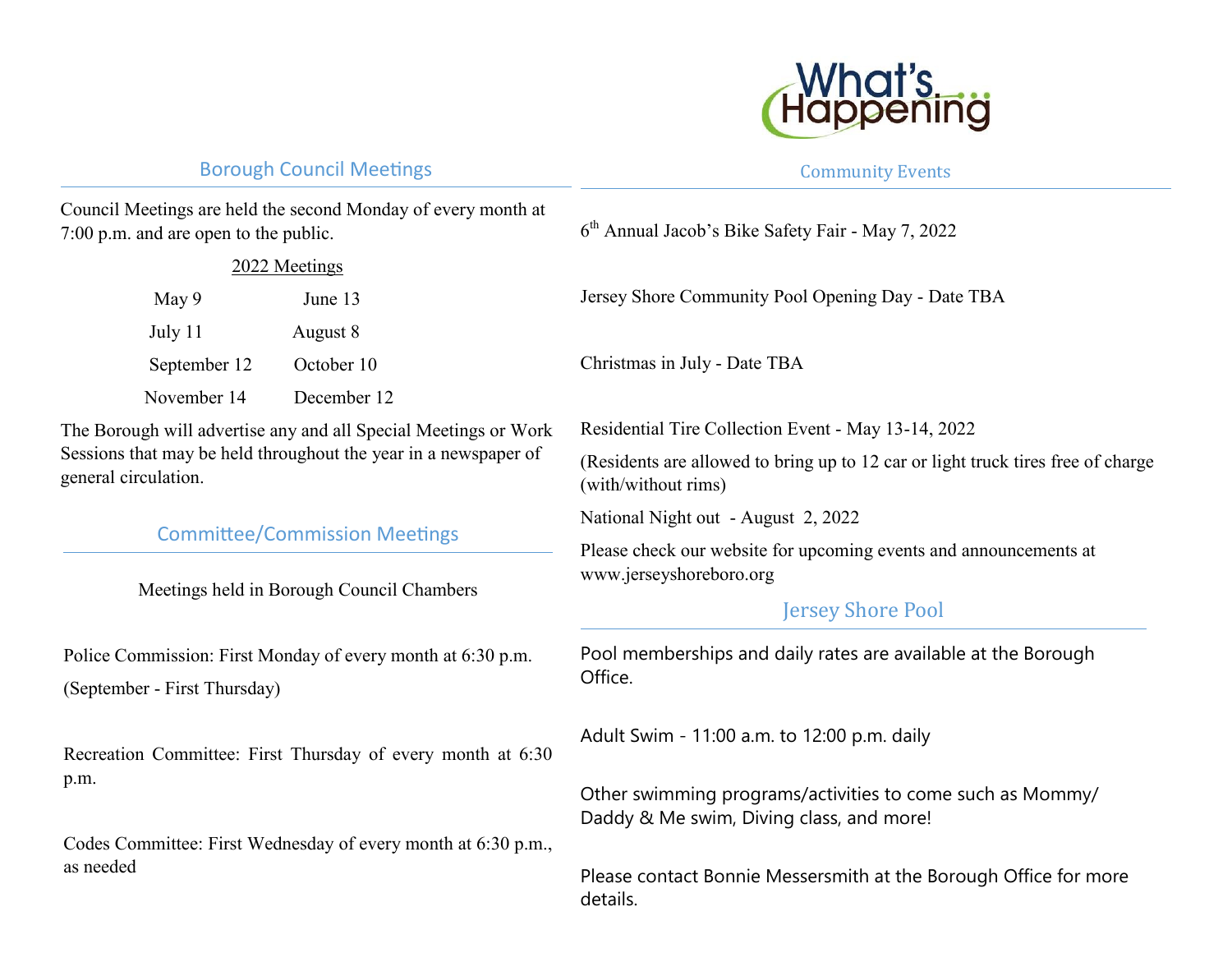# What's Happening

## Borough Council Meetings

Council Meetings are held the second Monday of every month at 7:00 p.m. and are open to the public.

2022 Meetings

| | |
|---|---|
| May 9 | June 13 |
| July 11 | August 8 |
| September 12 | October 10 |
| November 14 | December 12 |

The Borough will advertise any and all Special Meetings or Work Sessions that may be held throughout the year in a newspaper of general circulation.

## Committee/Commission Meetings

Meetings held in Borough Council Chambers

Police Commission: First Monday of every month at 6:30 p.m.

(September - First Thursday)

Recreation Committee: First Thursday of every month at 6:30 p.m.

Codes Committee: First Wednesday of every month at 6:30 p.m., as needed

## Community Events

6th Annual Jacob's Bike Safety Fair - May 7, 2022

Jersey Shore Community Pool Opening Day - Date TBA

Christmas in July - Date TBA

Residential Tire Collection Event - May 13-14, 2022

(Residents are allowed to bring up to 12 car or light truck tires free of charge (with/without rims)

National Night out - August 2, 2022

Please check our website for upcoming events and announcements at www.jerseyshoreboro.org

## Jersey Shore Pool

Pool memberships and daily rates are available at the Borough Office.

Adult Swim - 11:00 a.m. to 12:00 p.m. daily

Other swimming programs/activities to come such as Mommy/Daddy & Me swim, Diving class, and more!

Please contact Bonnie Messersmith at the Borough Office for more details.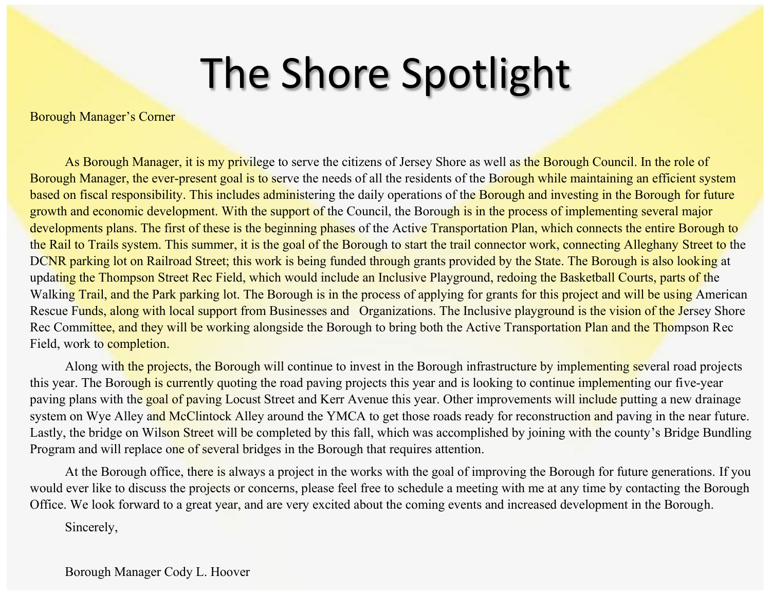# The Shore Spotlight

Borough Manager's Corner

As Borough Manager, it is my privilege to serve the citizens of Jersey Shore as well as the Borough Council. In the role of Borough Manager, the ever-present goal is to serve the needs of all the residents of the Borough while maintaining an efficient system based on fiscal responsibility. This includes administering the daily operations of the Borough and investing in the Borough for future growth and economic development. With the support of the Council, the Borough is in the process of implementing several major developments plans. The first of these is the beginning phases of the Active Transportation Plan, which connects the entire Borough to the Rail to Trails system. This summer, it is the goal of the Borough to start the trail connector work, connecting Alleghany Street to the DCNR parking lot on Railroad Street; this work is being funded through grants provided by the State. The Borough is also looking at updating the Thompson Street Rec Field, which would include an Inclusive Playground, redoing the Basketball Courts, parts of the Walking Trail, and the Park parking lot. The Borough is in the process of applying for grants for this project and will be using American Rescue Funds, along with local support from Businesses and Organizations. The Inclusive playground is the vision of the Jersey Shore Rec Committee, and they will be working alongside the Borough to bring both the Active Transportation Plan and the Thompson Rec Field, work to completion.

Along with the projects, the Borough will continue to invest in the Borough infrastructure by implementing several road projects this year. The Borough is currently quoting the road paving projects this year and is looking to continue implementing our five-year paving plans with the goal of paving Locust Street and Kerr Avenue this year. Other improvements will include putting a new drainage system on Wye Alley and McClintock Alley around the YMCA to get those roads ready for reconstruction and paving in the near future. Lastly, the bridge on Wilson Street will be completed by this fall, which was accomplished by joining with the county's Bridge Bundling Program and will replace one of several bridges in the Borough that requires attention.

At the Borough office, there is always a project in the works with the goal of improving the Borough for future generations. If you would ever like to discuss the projects or concerns, please feel free to schedule a meeting with me at any time by contacting the Borough Office. We look forward to a great year, and are very excited about the coming events and increased development in the Borough.

Sincerely,

Borough Manager Cody L. Hoover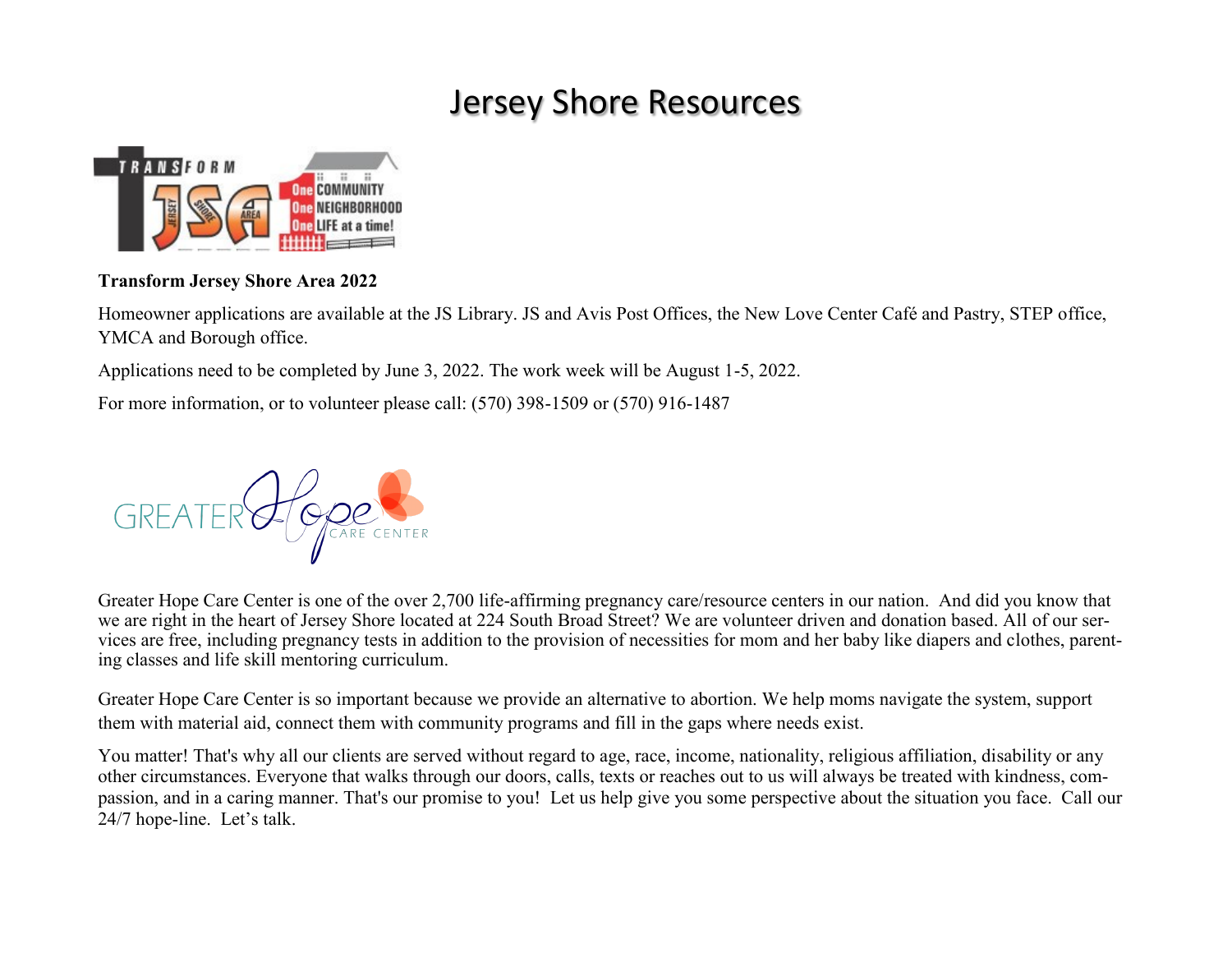# Jersey Shore Resources

**Transform Jersey Shore Area 2022**

Homeowner applications are available at the JS Library. JS and Avis Post Offices, the New Love Center Café and Pastry, STEP office, YMCA and Borough office.

Applications need to be completed by June 3, 2022. The work week will be August 1-5, 2022.

For more information, or to volunteer please call: (570) 398-1509 or (570) 916-1487

Greater Hope Care Center is one of the over 2,700 life-affirming pregnancy care/resource centers in our nation. And did you know that we are right in the heart of Jersey Shore located at 224 South Broad Street? We are volunteer driven and donation based. All of our services are free, including pregnancy tests in addition to the provision of necessities for mom and her baby like diapers and clothes, parenting classes and life skill mentoring curriculum.

Greater Hope Care Center is so important because we provide an alternative to abortion. We help moms navigate the system, support them with material aid, connect them with community programs and fill in the gaps where needs exist.

You matter! That's why all our clients are served without regard to age, race, income, nationality, religious affiliation, disability or any other circumstances. Everyone that walks through our doors, calls, texts or reaches out to us will always be treated with kindness, compassion, and in a caring manner. That's our promise to you! Let us help give you some perspective about the situation you face. Call our 24/7 hope-line. Let's talk.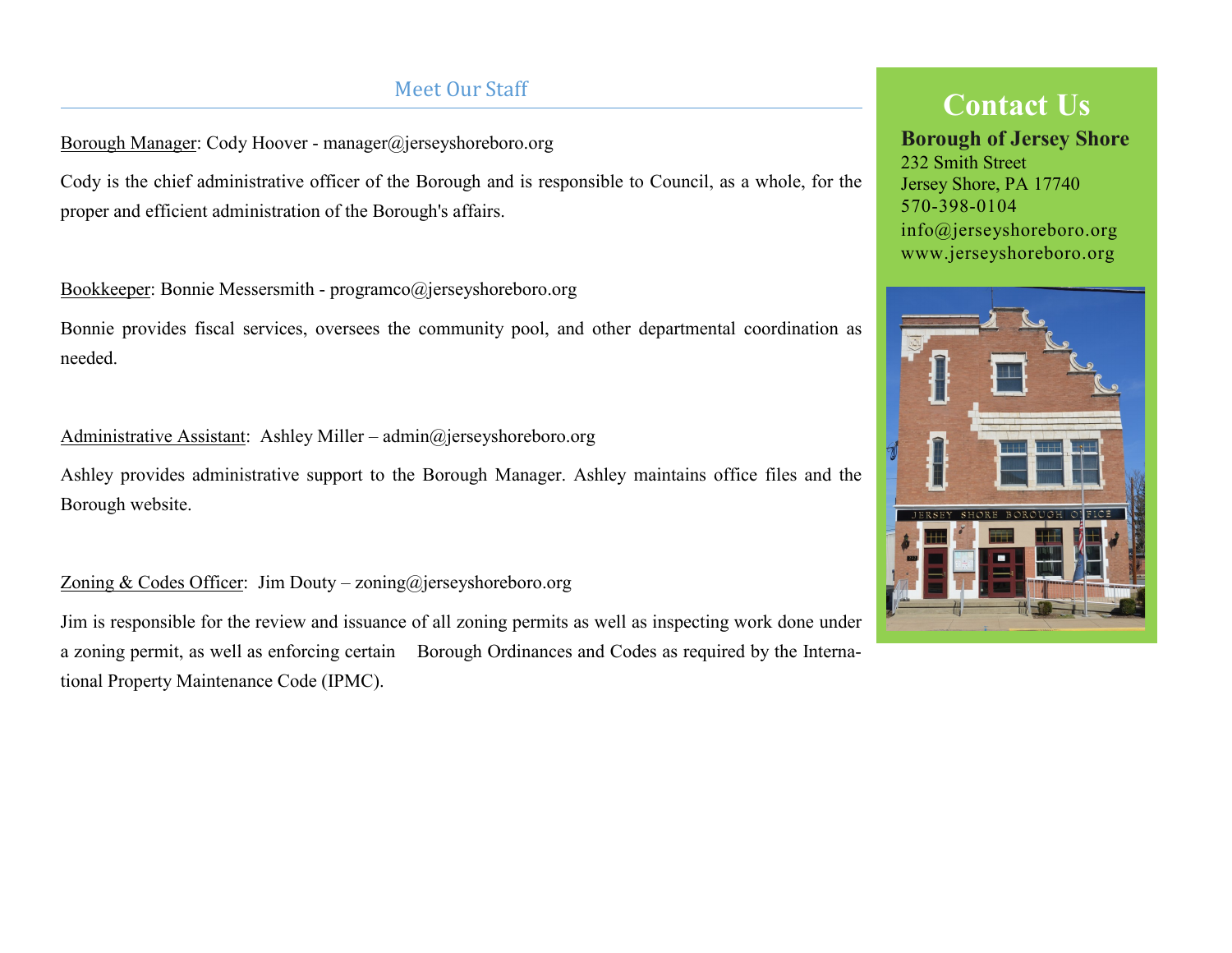## Meet Our Staff

Borough Manager: Cody Hoover - manager@jerseyshoreboro.org

Cody is the chief administrative officer of the Borough and is responsible to Council, as a whole, for the proper and efficient administration of the Borough's affairs.

Bookkeeper: Bonnie Messersmith - programco@jerseyshoreboro.org

Bonnie provides fiscal services, oversees the community pool, and other departmental coordination as needed.

Administrative Assistant: Ashley Miller – admin@jerseyshoreboro.org

Ashley provides administrative support to the Borough Manager. Ashley maintains office files and the Borough website.

Zoning & Codes Officer: Jim Douty – zoning@jerseyshoreboro.org

Jim is responsible for the review and issuance of all zoning permits as well as inspecting work done under a zoning permit, as well as enforcing certain Borough Ordinances and Codes as required by the International Property Maintenance Code (IPMC).

## Contact Us

**Borough of Jersey Shore**
232 Smith Street
Jersey Shore, PA 17740
570-398-0104
info@jerseyshoreboro.org
www.jerseyshoreboro.org